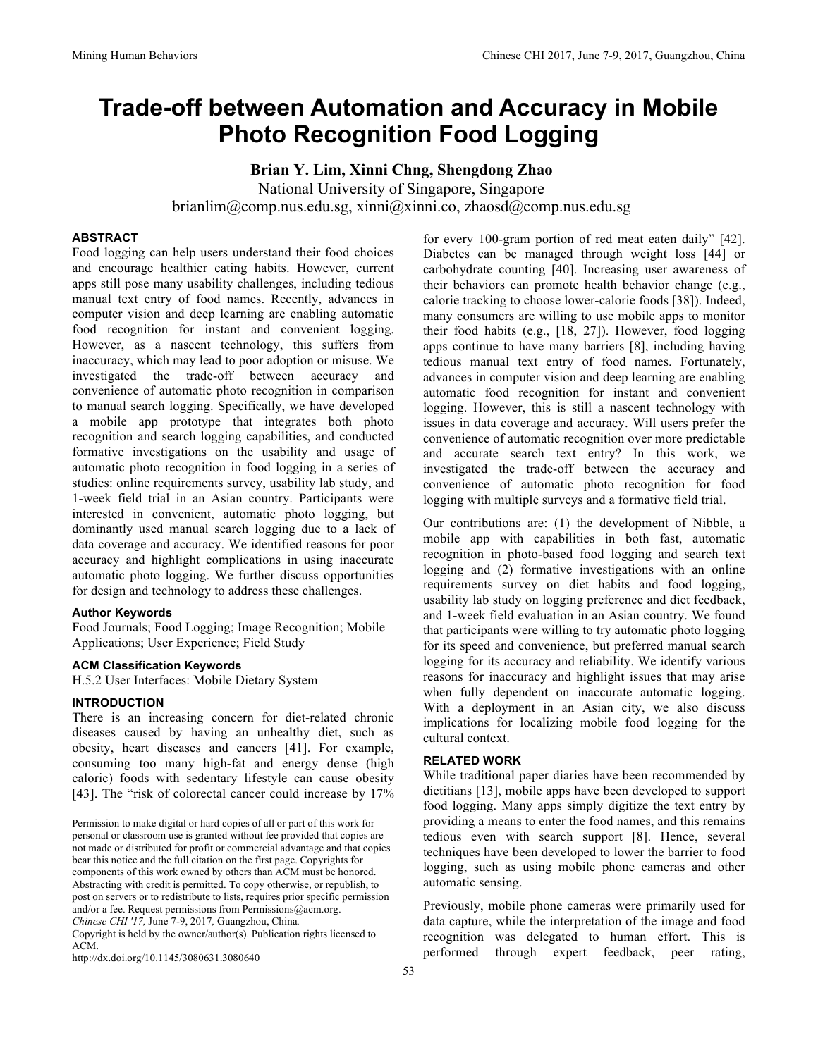# Trade-off between Automation and Accuracy in Mobile Photo Recognition Food Logging

**Brian Y. Lim, Xinni Chng, Shengdong Zhao**

National University of Singapore, Singapore

brianlim@comp.nus.edu.sg, xinni@xinni.co, zhaosd@comp.nus.edu.sg

## ABSTRACT

Food logging can help users understand their food choices and encourage healthier eating habits. However, current apps still pose many usability challenges, including tedious manual text entry of food names. Recently, advances in computer vision and deep learning are enabling automatic food recognition for instant and convenient logging. However, as a nascent technology, this suffers from inaccuracy, which may lead to poor adoption or misuse. We investigated the trade-off between accuracy and convenience of automatic photo recognition in comparison to manual search logging. Specifically, we have developed a mobile app prototype that integrates both photo recognition and search logging capabilities, and conducted formative investigations on the usability and usage of automatic photo recognition in food logging in a series of studies: online requirements survey, usability lab study, and 1-week field trial in an Asian country. Participants were interested in convenient, automatic photo logging, but dominantly used manual search logging due to a lack of data coverage and accuracy. We identified reasons for poor accuracy and highlight complications in using inaccurate automatic photo logging. We further discuss opportunities for design and technology to address these challenges.

### Author Keywords

Food Journals; Food Logging; Image Recognition; Mobile Applications; User Experience; Field Study

### ACM Classification Keywords

H.5.2 User Interfaces: Mobile Dietary System

## INTRODUCTION

There is an increasing concern for diet-related chronic diseases caused by having an unhealthy diet, such as obesity, heart diseases and cancers [41]. For example, consuming too many high-fat and energy dense (high caloric) foods with sedentary lifestyle can cause obesity [43]. The "risk of colorectal cancer could increase by 17% for every 100-gram portion of red meat eaten daily" [42]. Diabetes can be managed through weight loss [44] or carbohydrate counting [40]. Increasing user awareness of their behaviors can promote health behavior change (e.g., calorie tracking to choose lower-calorie foods [38]). Indeed, many consumers are willing to use mobile apps to monitor their food habits (e.g., [18, 27]). However, food logging apps continue to have many barriers [8], including having tedious manual text entry of food names. Fortunately, advances in computer vision and deep learning are enabling automatic food recognition for instant and convenient logging. However, this is still a nascent technology with issues in data coverage and accuracy. Will users prefer the convenience of automatic recognition over more predictable and accurate search text entry? In this work, we investigated the trade-off between the accuracy and convenience of automatic photo recognition for food logging with multiple surveys and a formative field trial.

Our contributions are: (1) the development of Nibble, a mobile app with capabilities in both fast, automatic recognition in photo-based food logging and search text logging and (2) formative investigations with an online requirements survey on diet habits and food logging, usability lab study on logging preference and diet feedback, and 1-week field evaluation in an Asian country. We found that participants were willing to try automatic photo logging for its speed and convenience, but preferred manual search logging for its accuracy and reliability. We identify various reasons for inaccuracy and highlight issues that may arise when fully dependent on inaccurate automatic logging. With a deployment in an Asian city, we also discuss implications for localizing mobile food logging for the cultural context.

## RELATED WORK

While traditional paper diaries have been recommended by dietitians [13], mobile apps have been developed to support food logging. Many apps simply digitize the text entry by providing a means to enter the food names, and this remains tedious even with search support [8]. Hence, several techniques have been developed to lower the barrier to food logging, such as using mobile phone cameras and other automatic sensing.

Previously, mobile phone cameras were primarily used for data capture, while the interpretation of the image and food recognition was delegated to human effort. This is performed through expert feedback, peer rating,

Permission to make digital or hard copies of all or part of this work for personal or classroom use is granted without fee provided that copies are not made or distributed for profit or commercial advantage and that copies bear this notice and the full citation on the first page. Copyrights for components of this work owned by others than ACM must be honored. Abstracting with credit is permitted. To copy otherwise, or republish, to post on servers or to redistribute to lists, requires prior specific permission and/or a fee. Request permissions from Permissions@acm.org.
*Chinese CHI '17*, June 7-9, 2017, Guangzhou, China.
Copyright is held by the owner/author(s). Publication rights licensed to ACM.
http://dx.doi.org/10.1145/3080631.3080640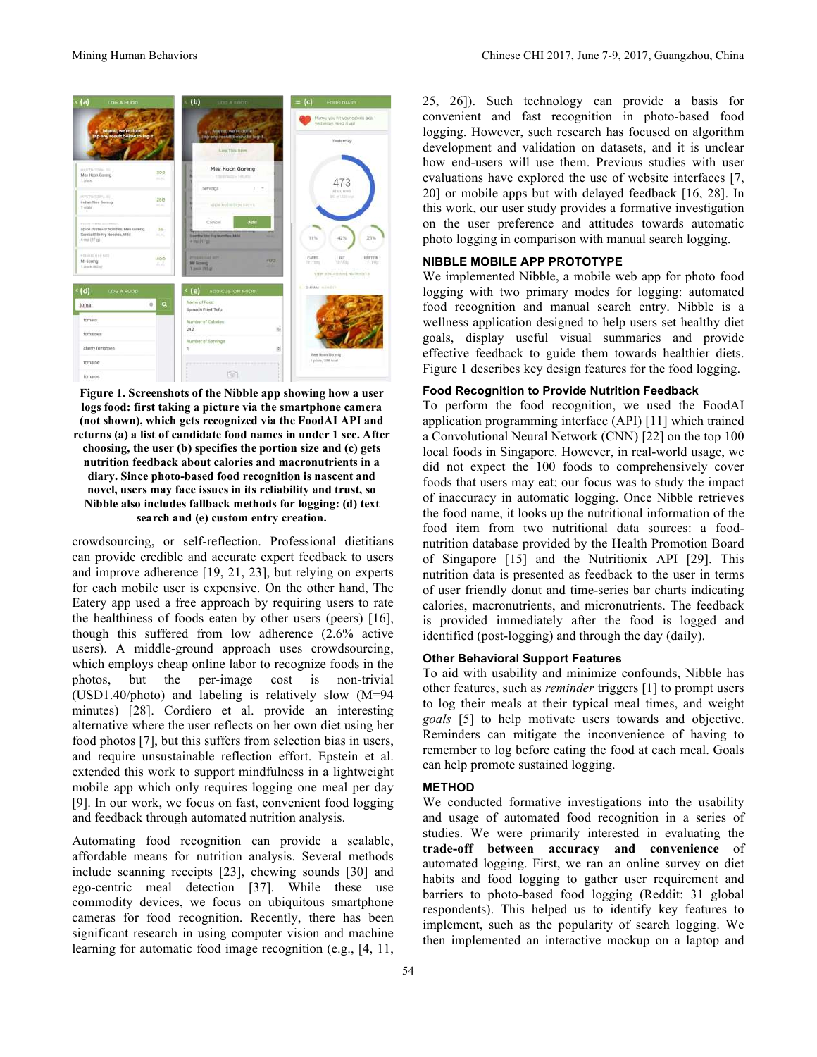**Figure 1. Screenshots of the Nibble app showing how a user logs food: first taking a picture via the smartphone camera (not shown), which gets recognized via the FoodAI API and returns (a) a list of candidate food names in under 1 sec. After choosing, the user (b) specifies the portion size and (c) gets nutrition feedback about calories and macronutrients in a diary. Since photo-based food recognition is nascent and novel, users may face issues in its reliability and trust, so Nibble also includes fallback methods for logging: (d) text search and (e) custom entry creation.**

crowdsourcing, or self-reflection. Professional dietitians can provide credible and accurate expert feedback to users and improve adherence [19, 21, 23], but relying on experts for each mobile user is expensive. On the other hand, The Eatery app used a free approach by requiring users to rate the healthiness of foods eaten by other users (peers) [16], though this suffered from low adherence (2.6% active users). A middle-ground approach uses crowdsourcing, which employs cheap online labor to recognize foods in the photos, but the per-image cost is non-trivial (USD1.40/photo) and labeling is relatively slow (M=94 minutes) [28]. Cordiero et al. provide an interesting alternative where the user reflects on her own diet using her food photos [7], but this suffers from selection bias in users, and require unsustainable reflection effort. Epstein et al. extended this work to support mindfulness in a lightweight mobile app which only requires logging one meal per day [9]. In our work, we focus on fast, convenient food logging and feedback through automated nutrition analysis.

Automating food recognition can provide a scalable, affordable means for nutrition analysis. Several methods include scanning receipts [23], chewing sounds [30] and ego-centric meal detection [37]. While these use commodity devices, we focus on ubiquitous smartphone cameras for food recognition. Recently, there has been significant research in using computer vision and machine learning for automatic food image recognition (e.g., [4, 11, 25, 26]). Such technology can provide a basis for convenient and fast recognition in photo-based food logging. However, such research has focused on algorithm development and validation on datasets, and it is unclear how end-users will use them. Previous studies with user evaluations have explored the use of website interfaces [7, 20] or mobile apps but with delayed feedback [16, 28]. In this work, our user study provides a formative investigation on the user preference and attitudes towards automatic photo logging in comparison with manual search logging.

## NIBBLE MOBILE APP PROTOTYPE

We implemented Nibble, a mobile web app for photo food logging with two primary modes for logging: automated food recognition and manual search entry. Nibble is a wellness application designed to help users set healthy diet goals, display useful visual summaries and provide effective feedback to guide them towards healthier diets. Figure 1 describes key design features for the food logging.

### Food Recognition to Provide Nutrition Feedback

To perform the food recognition, we used the FoodAI application programming interface (API) [11] which trained a Convolutional Neural Network (CNN) [22] on the top 100 local foods in Singapore. However, in real-world usage, we did not expect the 100 foods to comprehensively cover foods that users may eat; our focus was to study the impact of inaccuracy in automatic logging. Once Nibble retrieves the food name, it looks up the nutritional information of the food item from two nutritional data sources: a food-nutrition database provided by the Health Promotion Board of Singapore [15] and the Nutritionix API [29]. This nutrition data is presented as feedback to the user in terms of user friendly donut and time-series bar charts indicating calories, macronutrients, and micronutrients. The feedback is provided immediately after the food is logged and identified (post-logging) and through the day (daily).

### Other Behavioral Support Features

To aid with usability and minimize confounds, Nibble has other features, such as *reminder* triggers [1] to prompt users to log their meals at their typical meal times, and weight *goals* [5] to help motivate users towards and objective. Reminders can mitigate the inconvenience of having to remember to log before eating the food at each meal. Goals can help promote sustained logging.

## METHOD

We conducted formative investigations into the usability and usage of automated food recognition in a series of studies. We were primarily interested in evaluating the **trade-off between accuracy and convenience** of automated logging. First, we ran an online survey on diet habits and food logging to gather user requirement and barriers to photo-based food logging (Reddit: 31 global respondents). This helped us to identify key features to implement, such as the popularity of search logging. We then implemented an interactive mockup on a laptop and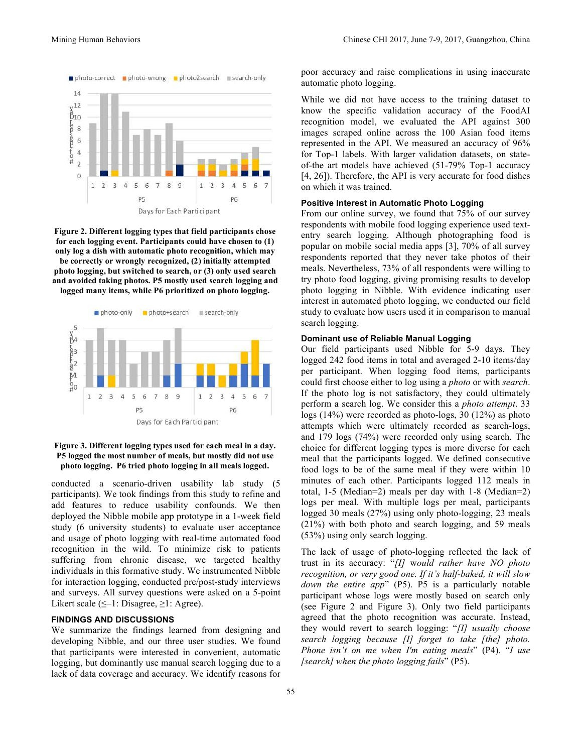Figure 2. Different logging types that field participants chose for each logging event. Participants could have chosen to (1) only log a dish with automatic photo recognition, which may be correctly or wrongly recognized, (2) initially attempted photo logging, but switched to search, or (3) only used search and avoided taking photos. P5 mostly used search logging and logged many items, while P6 prioritized on photo logging.

Figure 3. Different logging types used for each meal in a day. P5 logged the most number of meals, but mostly did not use photo logging. P6 tried photo logging in all meals logged.

conducted a scenario-driven usability lab study (5 participants). We took findings from this study to refine and add features to reduce usability confounds. We then deployed the Nibble mobile app prototype in a 1-week field study (6 university students) to evaluate user acceptance and usage of photo logging with real-time automated food recognition in the wild. To minimize risk to patients suffering from chronic disease, we targeted healthy individuals in this formative study. We instrumented Nibble for interaction logging, conducted pre/post-study interviews and surveys. All survey questions were asked on a 5-point Likert scale (≤–1: Disagree, ≥1: Agree).

## FINDINGS AND DISCUSSIONS

We summarize the findings learned from designing and developing Nibble, and our three user studies. We found that participants were interested in convenient, automatic logging, but dominantly use manual search logging due to a lack of data coverage and accuracy. We identify reasons for poor accuracy and raise complications in using inaccurate automatic photo logging.

While we did not have access to the training dataset to know the specific validation accuracy of the FoodAI recognition model, we evaluated the API against 300 images scraped online across the 100 Asian food items represented in the API. We measured an accuracy of 96% for Top-1 labels. With larger validation datasets, on state-of-the art models have achieved (51-79% Top-1 accuracy [4, 26]). Therefore, the API is very accurate for food dishes on which it was trained.

### Positive Interest in Automatic Photo Logging

From our online survey, we found that 75% of our survey respondents with mobile food logging experience used text-entry search logging. Although photographing food is popular on mobile social media apps [3], 70% of all survey respondents reported that they never take photos of their meals. Nevertheless, 73% of all respondents were willing to try photo food logging, giving promising results to develop photo logging in Nibble. With evidence indicating user interest in automated photo logging, we conducted our field study to evaluate how users used it in comparison to manual search logging.

### Dominant use of Reliable Manual Logging

Our field participants used Nibble for 5-9 days. They logged 242 food items in total and averaged 2-10 items/day per participant. When logging food items, participants could first choose either to log using a *photo* or with *search*. If the photo log is not satisfactory, they could ultimately perform a search log. We consider this a *photo attempt*. 33 logs (14%) were recorded as photo-logs, 30 (12%) as photo attempts which were ultimately recorded as search-logs, and 179 logs (74%) were recorded only using search. The choice for different logging types is more diverse for each meal that the participants logged. We defined consecutive food logs to be of the same meal if they were within 10 minutes of each other. Participants logged 112 meals in total, 1-5 (Median=2) meals per day with 1-8 (Median=2) logs per meal. With multiple logs per meal, participants logged 30 meals (27%) using only photo-logging, 23 meals (21%) with both photo and search logging, and 59 meals (53%) using only search logging.

The lack of usage of photo-logging reflected the lack of trust in its accuracy: "*[I] would rather have NO photo recognition, or very good one. If it's half-baked, it will slow down the entire app*" (P5). P5 is a particularly notable participant whose logs were mostly based on search only (see Figure 2 and Figure 3). Only two field participants agreed that the photo recognition was accurate. Instead, they would revert to search logging: "*[I] usually choose search logging because [I] forget to take [the] photo. Phone isn't on me when I'm eating meals*" (P4). "*I use [search] when the photo logging fails*" (P5).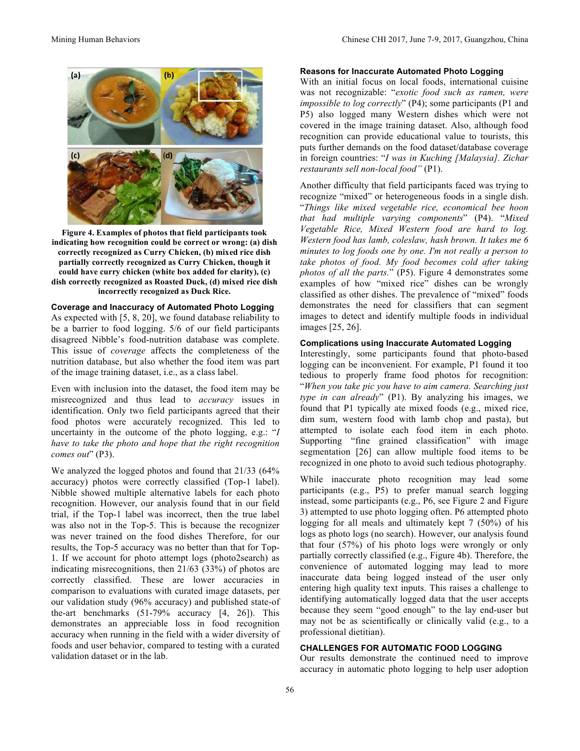**Figure 4. Examples of photos that field participants took indicating how recognition could be correct or wrong: (a) dish correctly recognized as Curry Chicken, (b) mixed rice dish partially correctly recognized as Curry Chicken, though it could have curry chicken (white box added for clarity), (c) dish correctly recognized as Roasted Duck, (d) mixed rice dish incorrectly recognized as Duck Rice.**

### Coverage and Inaccuracy of Automated Photo Logging

As expected with [5, 8, 20], we found database reliability to be a barrier to food logging. 5/6 of our field participants disagreed Nibble's food-nutrition database was complete. This issue of *coverage* affects the completeness of the nutrition database, but also whether the food item was part of the image training dataset, i.e., as a class label.

Even with inclusion into the dataset, the food item may be misrecognized and thus lead to *accuracy* issues in identification. Only two field participants agreed that their food photos were accurately recognized. This led to uncertainty in the outcome of the photo logging, e.g.: "*I have to take the photo and hope that the right recognition comes out*" (P3).

We analyzed the logged photos and found that 21/33 (64% accuracy) photos were correctly classified (Top-1 label). Nibble showed multiple alternative labels for each photo recognition. However, our analysis found that in our field trial, if the Top-1 label was incorrect, then the true label was also not in the Top-5. This is because the recognizer was never trained on the food dishes Therefore, for our results, the Top-5 accuracy was no better than that for Top-1. If we account for photo attempt logs (photo2search) as indicating misrecognitions, then 21/63 (33%) of photos are correctly classified. These are lower accuracies in comparison to evaluations with curated image datasets, per our validation study (96% accuracy) and published state-of-the-art benchmarks (51-79% accuracy [4, 26]). This demonstrates an appreciable loss in food recognition accuracy when running in the field with a wider diversity of foods and user behavior, compared to testing with a curated validation dataset or in the lab.

### Reasons for Inaccurate Automated Photo Logging

With an initial focus on local foods, international cuisine was not recognizable: "*exotic food such as ramen, were impossible to log correctly*" (P4); some participants (P1 and P5) also logged many Western dishes which were not covered in the image training dataset. Also, although food recognition can provide educational value to tourists, this puts further demands on the food dataset/database coverage in foreign countries: "*I was in Kuching [Malaysia]. Zichar restaurants sell non-local food*" (P1).

Another difficulty that field participants faced was trying to recognize "mixed" or heterogeneous foods in a single dish. "*Things like mixed vegetable rice, economical bee hoon that had multiple varying components*" (P4). "*Mixed Vegetable Rice, Mixed Western food are hard to log. Western food has lamb, coleslaw, hash brown. It takes me 6 minutes to log foods one by one. I'm not really a person to take photos of food. My food becomes cold after taking photos of all the parts.*" (P5). Figure 4 demonstrates some examples of how "mixed rice" dishes can be wrongly classified as other dishes. The prevalence of "mixed" foods demonstrates the need for classifiers that can segment images to detect and identify multiple foods in individual images [25, 26].

### Complications using Inaccurate Automated Logging

Interestingly, some participants found that photo-based logging can be inconvenient. For example, P1 found it too tedious to properly frame food photos for recognition: "*When you take pic you have to aim camera. Searching just type in can already*" (P1). By analyzing his images, we found that P1 typically ate mixed foods (e.g., mixed rice, dim sum, western food with lamb chop and pasta), but attempted to isolate each food item in each photo. Supporting "fine grained classification" with image segmentation [26] can allow multiple food items to be recognized in one photo to avoid such tedious photography.

While inaccurate photo recognition may lead some participants (e.g., P5) to prefer manual search logging instead, some participants (e.g., P6, see Figure 2 and Figure 3) attempted to use photo logging often. P6 attempted photo logging for all meals and ultimately kept 7 (50%) of his logs as photo logs (no search). However, our analysis found that four (57%) of his photo logs were wrongly or only partially correctly classified (e.g., Figure 4b). Therefore, the convenience of automated logging may lead to more inaccurate data being logged instead of the user only entering high quality text inputs. This raises a challenge to identifying automatically logged data that the user accepts because they seem "good enough" to the lay end-user but may not be as scientifically or clinically valid (e.g., to a professional dietitian).

## CHALLENGES FOR AUTOMATIC FOOD LOGGING

Our results demonstrate the continued need to improve accuracy in automatic photo logging to help user adoption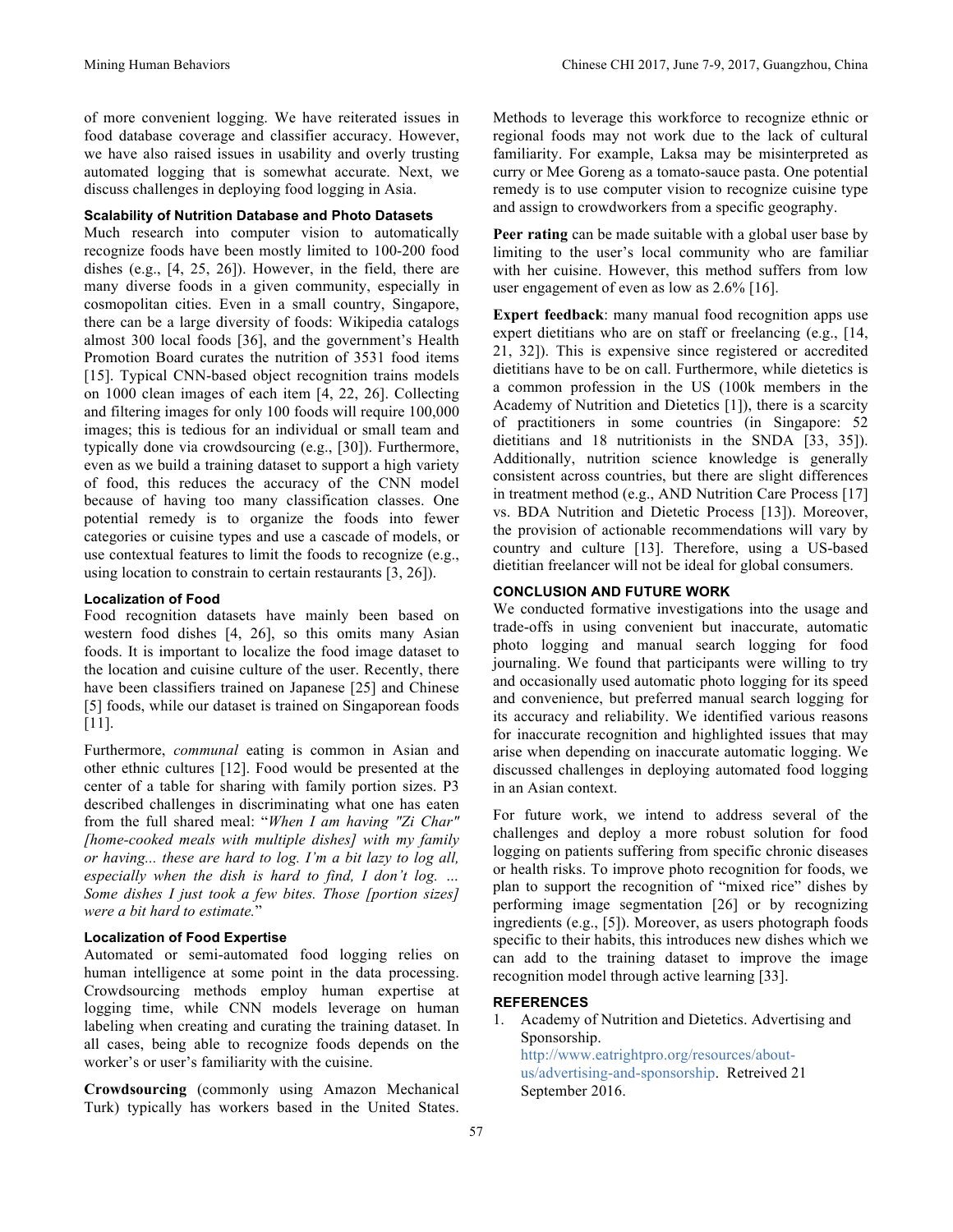of more convenient logging. We have reiterated issues in food database coverage and classifier accuracy. However, we have also raised issues in usability and overly trusting automated logging that is somewhat accurate. Next, we discuss challenges in deploying food logging in Asia.

### Scalability of Nutrition Database and Photo Datasets

Much research into computer vision to automatically recognize foods have been mostly limited to 100-200 food dishes (e.g., [4, 25, 26]). However, in the field, there are many diverse foods in a given community, especially in cosmopolitan cities. Even in a small country, Singapore, there can be a large diversity of foods: Wikipedia catalogs almost 300 local foods [36], and the government's Health Promotion Board curates the nutrition of 3531 food items [15]. Typical CNN-based object recognition trains models on 1000 clean images of each item [4, 22, 26]. Collecting and filtering images for only 100 foods will require 100,000 images; this is tedious for an individual or small team and typically done via crowdsourcing (e.g., [30]). Furthermore, even as we build a training dataset to support a high variety of food, this reduces the accuracy of the CNN model because of having too many classification classes. One potential remedy is to organize the foods into fewer categories or cuisine types and use a cascade of models, or use contextual features to limit the foods to recognize (e.g., using location to constrain to certain restaurants [3, 26]).

### Localization of Food

Food recognition datasets have mainly been based on western food dishes [4, 26], so this omits many Asian foods. It is important to localize the food image dataset to the location and cuisine culture of the user. Recently, there have been classifiers trained on Japanese [25] and Chinese [5] foods, while our dataset is trained on Singaporean foods [11].

Furthermore, *communal* eating is common in Asian and other ethnic cultures [12]. Food would be presented at the center of a table for sharing with family portion sizes. P3 described challenges in discriminating what one has eaten from the full shared meal: "*When I am having "Zi Char" [home-cooked meals with multiple dishes] with my family or having... these are hard to log. I'm a bit lazy to log all, especially when the dish is hard to find, I don't log. ... Some dishes I just took a few bites. Those [portion sizes] were a bit hard to estimate.*"

### Localization of Food Expertise

Automated or semi-automated food logging relies on human intelligence at some point in the data processing. Crowdsourcing methods employ human expertise at logging time, while CNN models leverage on human labeling when creating and curating the training dataset. In all cases, being able to recognize foods depends on the worker's or user's familiarity with the cuisine.

**Crowdsourcing** (commonly using Amazon Mechanical Turk) typically has workers based in the United States. Methods to leverage this workforce to recognize ethnic or regional foods may not work due to the lack of cultural familiarity. For example, Laksa may be misinterpreted as curry or Mee Goreng as a tomato-sauce pasta. One potential remedy is to use computer vision to recognize cuisine type and assign to crowdworkers from a specific geography.

**Peer rating** can be made suitable with a global user base by limiting to the user's local community who are familiar with her cuisine. However, this method suffers from low user engagement of even as low as 2.6% [16].

**Expert feedback**: many manual food recognition apps use expert dietitians who are on staff or freelancing (e.g., [14, 21, 32]). This is expensive since registered or accredited dietitians have to be on call. Furthermore, while dietetics is a common profession in the US (100k members in the Academy of Nutrition and Dietetics [1]), there is a scarcity of practitioners in some countries (in Singapore: 52 dietitians and 18 nutritionists in the SNDA [33, 35]). Additionally, nutrition science knowledge is generally consistent across countries, but there are slight differences in treatment method (e.g., AND Nutrition Care Process [17] vs. BDA Nutrition and Dietetic Process [13]). Moreover, the provision of actionable recommendations will vary by country and culture [13]. Therefore, using a US-based dietitian freelancer will not be ideal for global consumers.

## CONCLUSION AND FUTURE WORK

We conducted formative investigations into the usage and trade-offs in using convenient but inaccurate, automatic photo logging and manual search logging for food journaling. We found that participants were willing to try and occasionally used automatic photo logging for its speed and convenience, but preferred manual search logging for its accuracy and reliability. We identified various reasons for inaccurate recognition and highlighted issues that may arise when depending on inaccurate automatic logging. We discussed challenges in deploying automated food logging in an Asian context.

For future work, we intend to address several of the challenges and deploy a more robust solution for food logging on patients suffering from specific chronic diseases or health risks. To improve photo recognition for foods, we plan to support the recognition of "mixed rice" dishes by performing image segmentation [26] or by recognizing ingredients (e.g., [5]). Moreover, as users photograph foods specific to their habits, this introduces new dishes which we can add to the training dataset to improve the image recognition model through active learning [33].

## REFERENCES

1. Academy of Nutrition and Dietetics. Advertising and Sponsorship. http://www.eatrightpro.org/resources/about-us/advertising-and-sponsorship. Retreived 21 September 2016.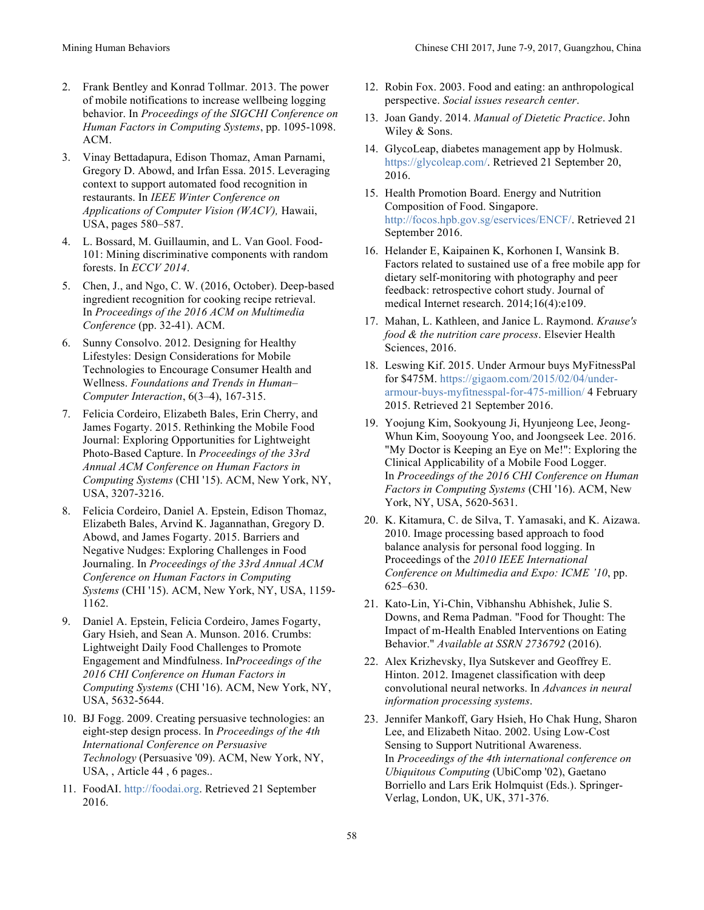2. Frank Bentley and Konrad Tollmar. 2013. The power of mobile notifications to increase wellbeing logging behavior. In *Proceedings of the SIGCHI Conference on Human Factors in Computing Systems*, pp. 1095-1098. ACM.
3. Vinay Bettadapura, Edison Thomaz, Aman Parnami, Gregory D. Abowd, and Irfan Essa. 2015. Leveraging context to support automated food recognition in restaurants. In *IEEE Winter Conference on Applications of Computer Vision (WACV),* Hawaii, USA, pages 580–587.
4. L. Bossard, M. Guillaumin, and L. Van Gool. Food-101: Mining discriminative components with random forests. In *ECCV 2014*.
5. Chen, J., and Ngo, C. W. (2016, October). Deep-based ingredient recognition for cooking recipe retrieval. In *Proceedings of the 2016 ACM on Multimedia Conference* (pp. 32-41). ACM.
6. Sunny Consolvo. 2012. Designing for Healthy Lifestyles: Design Considerations for Mobile Technologies to Encourage Consumer Health and Wellness. *Foundations and Trends in Human–Computer Interaction*, 6(3–4), 167-315.
7. Felicia Cordeiro, Elizabeth Bales, Erin Cherry, and James Fogarty. 2015. Rethinking the Mobile Food Journal: Exploring Opportunities for Lightweight Photo-Based Capture. In *Proceedings of the 33rd Annual ACM Conference on Human Factors in Computing Systems* (CHI '15). ACM, New York, NY, USA, 3207-3216.
8. Felicia Cordeiro, Daniel A. Epstein, Edison Thomaz, Elizabeth Bales, Arvind K. Jagannathan, Gregory D. Abowd, and James Fogarty. 2015. Barriers and Negative Nudges: Exploring Challenges in Food Journaling. In *Proceedings of the 33rd Annual ACM Conference on Human Factors in Computing Systems* (CHI '15). ACM, New York, NY, USA, 1159-1162.
9. Daniel A. Epstein, Felicia Cordeiro, James Fogarty, Gary Hsieh, and Sean A. Munson. 2016. Crumbs: Lightweight Daily Food Challenges to Promote Engagement and Mindfulness. In*Proceedings of the 2016 CHI Conference on Human Factors in Computing Systems* (CHI '16). ACM, New York, NY, USA, 5632-5644.
10. BJ Fogg. 2009. Creating persuasive technologies: an eight-step design process. In *Proceedings of the 4th International Conference on Persuasive Technology* (Persuasive '09). ACM, New York, NY, USA, , Article 44 , 6 pages..
11. FoodAI. http://foodai.org. Retrieved 21 September 2016.
12. Robin Fox. 2003. Food and eating: an anthropological perspective. *Social issues research center*.
13. Joan Gandy. 2014. *Manual of Dietetic Practice*. John Wiley & Sons.
14. GlycoLeap, diabetes management app by Holmusk. https://glycoleap.com/. Retrieved 21 September 20, 2016.
15. Health Promotion Board. Energy and Nutrition Composition of Food. Singapore. http://focos.hpb.gov.sg/eservices/ENCF/. Retrieved 21 September 2016.
16. Helander E, Kaipainen K, Korhonen I, Wansink B. Factors related to sustained use of a free mobile app for dietary self-monitoring with photography and peer feedback: retrospective cohort study. Journal of medical Internet research. 2014;16(4):e109.
17. Mahan, L. Kathleen, and Janice L. Raymond. *Krause's food & the nutrition care process*. Elsevier Health Sciences, 2016.
18. Leswing Kif. 2015. Under Armour buys MyFitnessPal for $475M. https://gigaom.com/2015/02/04/under-armour-buys-myfitnesspal-for-475-million/ 4 February 2015. Retrieved 21 September 2016.
19. Yoojung Kim, Sookyoung Ji, Hyunjeong Lee, Jeong-Whun Kim, Sooyoung Yoo, and Joongseek Lee. 2016. "My Doctor is Keeping an Eye on Me!": Exploring the Clinical Applicability of a Mobile Food Logger. In *Proceedings of the 2016 CHI Conference on Human Factors in Computing Systems* (CHI '16). ACM, New York, NY, USA, 5620-5631.
20. K. Kitamura, C. de Silva, T. Yamasaki, and K. Aizawa. 2010. Image processing based approach to food balance analysis for personal food logging. In Proceedings of the *2010 IEEE International Conference on Multimedia and Expo: ICME '10*, pp. 625–630.
21. Kato-Lin, Yi-Chin, Vibhanshu Abhishek, Julie S. Downs, and Rema Padman. "Food for Thought: The Impact of m-Health Enabled Interventions on Eating Behavior." *Available at SSRN 2736792* (2016).
22. Alex Krizhevsky, Ilya Sutskever and Geoffrey E. Hinton. 2012. Imagenet classification with deep convolutional neural networks. In *Advances in neural information processing systems*.
23. Jennifer Mankoff, Gary Hsieh, Ho Chak Hung, Sharon Lee, and Elizabeth Nitao. 2002. Using Low-Cost Sensing to Support Nutritional Awareness. In *Proceedings of the 4th international conference on Ubiquitous Computing* (UbiComp '02), Gaetano Borriello and Lars Erik Holmquist (Eds.). Springer-Verlag, London, UK, UK, 371-376.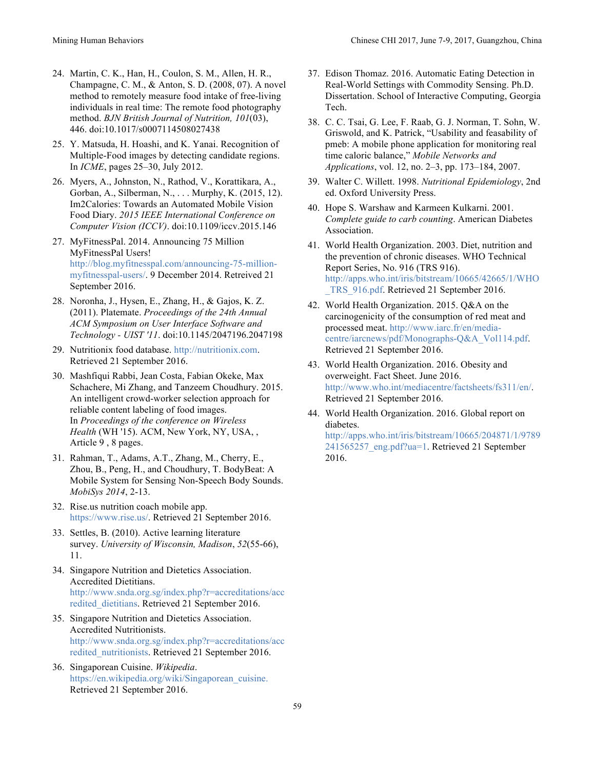24. Martin, C. K., Han, H., Coulon, S. M., Allen, H. R., Champagne, C. M., & Anton, S. D. (2008, 07). A novel method to remotely measure food intake of free-living individuals in real time: The remote food photography method. *BJN British Journal of Nutrition, 101*(03), 446. doi:10.1017/s0007114508027438

25. Y. Matsuda, H. Hoashi, and K. Yanai. Recognition of Multiple-Food images by detecting candidate regions. In *ICME*, pages 25–30, July 2012.

26. Myers, A., Johnston, N., Rathod, V., Korattikara, A., Gorban, A., Silberman, N., . . . Murphy, K. (2015, 12). Im2Calories: Towards an Automated Mobile Vision Food Diary. *2015 IEEE International Conference on Computer Vision (ICCV)*. doi:10.1109/iccv.2015.146

27. MyFitnessPal. 2014. Announcing 75 Million MyFitnessPal Users! http://blog.myfitnesspal.com/announcing-75-million-myfitnesspal-users/. 9 December 2014. Retrieved 21 September 2016.

28. Noronha, J., Hysen, E., Zhang, H., & Gajos, K. Z. (2011). Platemate. *Proceedings of the 24th Annual ACM Symposium on User Interface Software and Technology - UIST '11*. doi:10.1145/2047196.2047198

29. Nutritionix food database. http://nutritionix.com. Retrieved 21 September 2016.

30. Mashfiqui Rabbi, Jean Costa, Fabian Okeke, Max Schachere, Mi Zhang, and Tanzeem Choudhury. 2015. An intelligent crowd-worker selection approach for reliable content labeling of food images. In *Proceedings of the conference on Wireless Health* (WH '15). ACM, New York, NY, USA, , Article 9 , 8 pages.

31. Rahman, T., Adams, A.T., Zhang, M., Cherry, E., Zhou, B., Peng, H., and Choudhury, T. BodyBeat: A Mobile System for Sensing Non-Speech Body Sounds. *MobiSys 2014*, 2-13.

32. Rise.us nutrition coach mobile app. https://www.rise.us/. Retrieved 21 September 2016.

33. Settles, B. (2010). Active learning literature survey. *University of Wisconsin, Madison*, *52*(55-66), 11.

34. Singapore Nutrition and Dietetics Association. Accredited Dietitians. http://www.snda.org.sg/index.php?r=accreditations/accredited_dietitians. Retrieved 21 September 2016.

35. Singapore Nutrition and Dietetics Association. Accredited Nutritionists. http://www.snda.org.sg/index.php?r=accreditations/accredited_nutritionists. Retrieved 21 September 2016.

36. Singaporean Cuisine. *Wikipedia*. https://en.wikipedia.org/wiki/Singaporean_cuisine. Retrieved 21 September 2016.

37. Edison Thomaz. 2016. Automatic Eating Detection in Real-World Settings with Commodity Sensing. Ph.D. Dissertation. School of Interactive Computing, Georgia Tech.

38. C. C. Tsai, G. Lee, F. Raab, G. J. Norman, T. Sohn, W. Griswold, and K. Patrick, "Usability and feasability of pmeb: A mobile phone application for monitoring real time caloric balance," *Mobile Networks and Applications*, vol. 12, no. 2–3, pp. 173–184, 2007.

39. Walter C. Willett. 1998. *Nutritional Epidemiology*, 2nd ed. Oxford University Press.

40. Hope S. Warshaw and Karmeen Kulkarni. 2001. *Complete guide to carb counting*. American Diabetes Association.

41. World Health Organization. 2003. Diet, nutrition and the prevention of chronic diseases. WHO Technical Report Series, No. 916 (TRS 916). http://apps.who.int/iris/bitstream/10665/42665/1/WHO_TRS_916.pdf. Retrieved 21 September 2016.

42. World Health Organization. 2015. Q&A on the carcinogenicity of the consumption of red meat and processed meat. http://www.iarc.fr/en/media-centre/iarcnews/pdf/Monographs-Q&A_Vol114.pdf. Retrieved 21 September 2016.

43. World Health Organization. 2016. Obesity and overweight. Fact Sheet. June 2016. http://www.who.int/mediacentre/factsheets/fs311/en/. Retrieved 21 September 2016.

44. World Health Organization. 2016. Global report on diabetes. http://apps.who.int/iris/bitstream/10665/204871/1/9789241565257_eng.pdf?ua=1. Retrieved 21 September 2016.